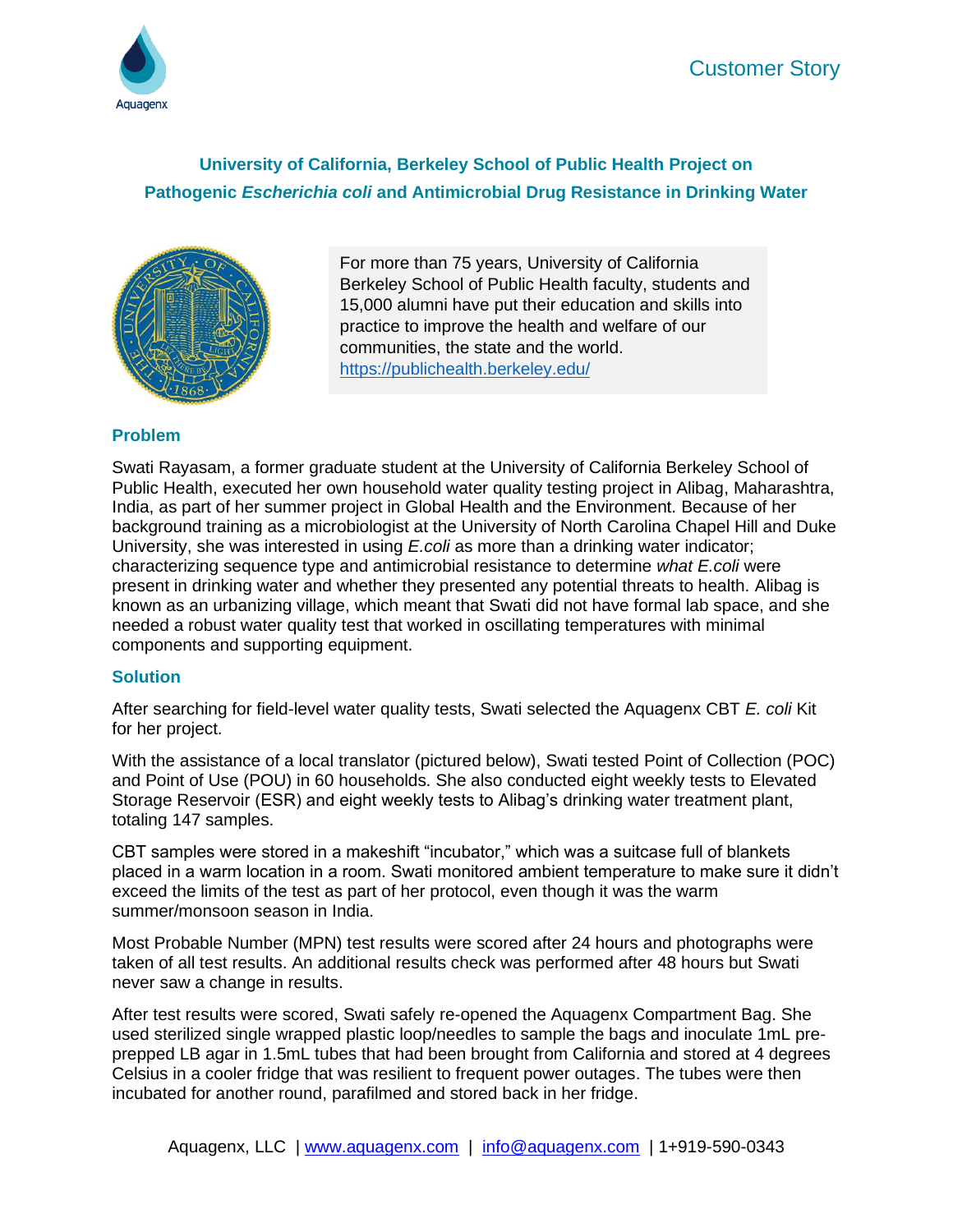Customer Story

## University of California, Berkeley School of Public Health Project on Pathogenic *Escherichia coli* and Antimicrobial Drug Resistance in Drinking Water

For more than 75 years, University of California Berkeley School of Public Health faculty, students and 15,000 alumni have put their education and skills into practice to improve the health and welfare of our communities, the state and the world.
https://publichealth.berkeley.edu/

### Problem

Swati Rayasam, a former graduate student at the University of California Berkeley School of Public Health, executed her own household water quality testing project in Alibag, Maharashtra, India, as part of her summer project in Global Health and the Environment. Because of her background training as a microbiologist at the University of North Carolina Chapel Hill and Duke University, she was interested in using *E.coli* as more than a drinking water indicator; characterizing sequence type and antimicrobial resistance to determine *what E.coli* were present in drinking water and whether they presented any potential threats to health. Alibag is known as an urbanizing village, which meant that Swati did not have formal lab space, and she needed a robust water quality test that worked in oscillating temperatures with minimal components and supporting equipment.

### Solution

After searching for field-level water quality tests, Swati selected the Aquagenx CBT *E. coli* Kit for her project.

With the assistance of a local translator (pictured below), Swati tested Point of Collection (POC) and Point of Use (POU) in 60 households. She also conducted eight weekly tests to Elevated Storage Reservoir (ESR) and eight weekly tests to Alibag's drinking water treatment plant, totaling 147 samples.

CBT samples were stored in a makeshift "incubator," which was a suitcase full of blankets placed in a warm location in a room. Swati monitored ambient temperature to make sure it didn't exceed the limits of the test as part of her protocol, even though it was the warm summer/monsoon season in India.

Most Probable Number (MPN) test results were scored after 24 hours and photographs were taken of all test results. An additional results check was performed after 48 hours but Swati never saw a change in results.

After test results were scored, Swati safely re-opened the Aquagenx Compartment Bag. She used sterilized single wrapped plastic loop/needles to sample the bags and inoculate 1mL pre-prepped LB agar in 1.5mL tubes that had been brought from California and stored at 4 degrees Celsius in a cooler fridge that was resilient to frequent power outages. The tubes were then incubated for another round, parafilmed and stored back in her fridge.

Aquagenx, LLC | www.aquagenx.com | info@aquagenx.com | 1+919-590-0343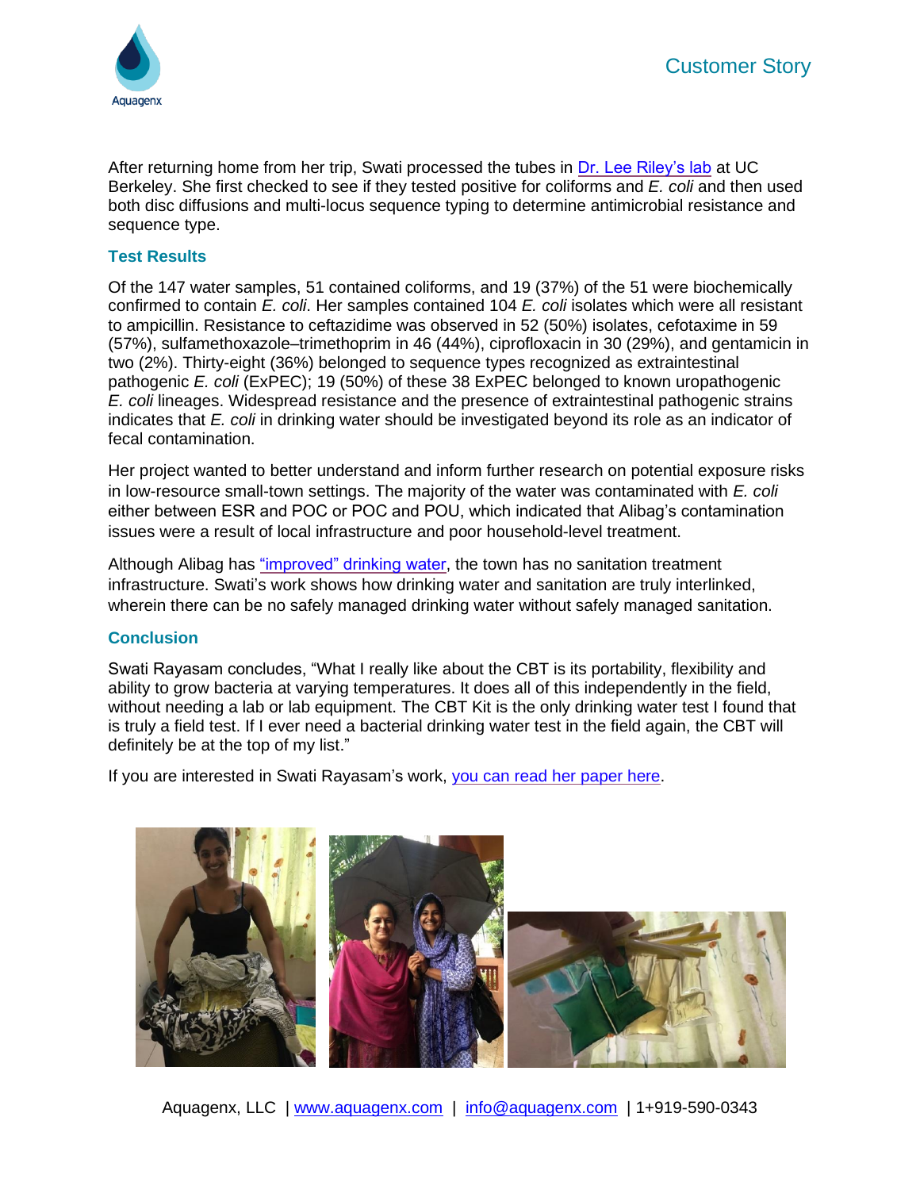After returning home from her trip, Swati processed the tubes in [Dr. Lee Riley's lab] at UC Berkeley. She first checked to see if they tested positive for coliforms and *E. coli* and then used both disc diffusions and multi-locus sequence typing to determine antimicrobial resistance and sequence type.

### Test Results

Of the 147 water samples, 51 contained coliforms, and 19 (37%) of the 51 were biochemically confirmed to contain *E. coli*. Her samples contained 104 *E. coli* isolates which were all resistant to ampicillin. Resistance to ceftazidime was observed in 52 (50%) isolates, cefotaxime in 59 (57%), sulfamethoxazole–trimethoprim in 46 (44%), ciprofloxacin in 30 (29%), and gentamicin in two (2%). Thirty-eight (36%) belonged to sequence types recognized as extraintestinal pathogenic *E. coli* (ExPEC); 19 (50%) of these 38 ExPEC belonged to known uropathogenic *E. coli* lineages. Widespread resistance and the presence of extraintestinal pathogenic strains indicates that *E. coli* in drinking water should be investigated beyond its role as an indicator of fecal contamination.

Her project wanted to better understand and inform further research on potential exposure risks in low-resource small-town settings. The majority of the water was contaminated with *E. coli* either between ESR and POC or POC and POU, which indicated that Alibag's contamination issues were a result of local infrastructure and poor household-level treatment.

Although Alibag has ["improved" drinking water], the town has no sanitation treatment infrastructure. Swati's work shows how drinking water and sanitation are truly interlinked, wherein there can be no safely managed drinking water without safely managed sanitation.

### Conclusion

Swati Rayasam concludes, "What I really like about the CBT is its portability, flexibility and ability to grow bacteria at varying temperatures. It does all of this independently in the field, without needing a lab or lab equipment. The CBT Kit is the only drinking water test I found that is truly a field test. If I ever need a bacterial drinking water test in the field again, the CBT will definitely be at the top of my list."

If you are interested in Swati Rayasam's work, [you can read her paper here].